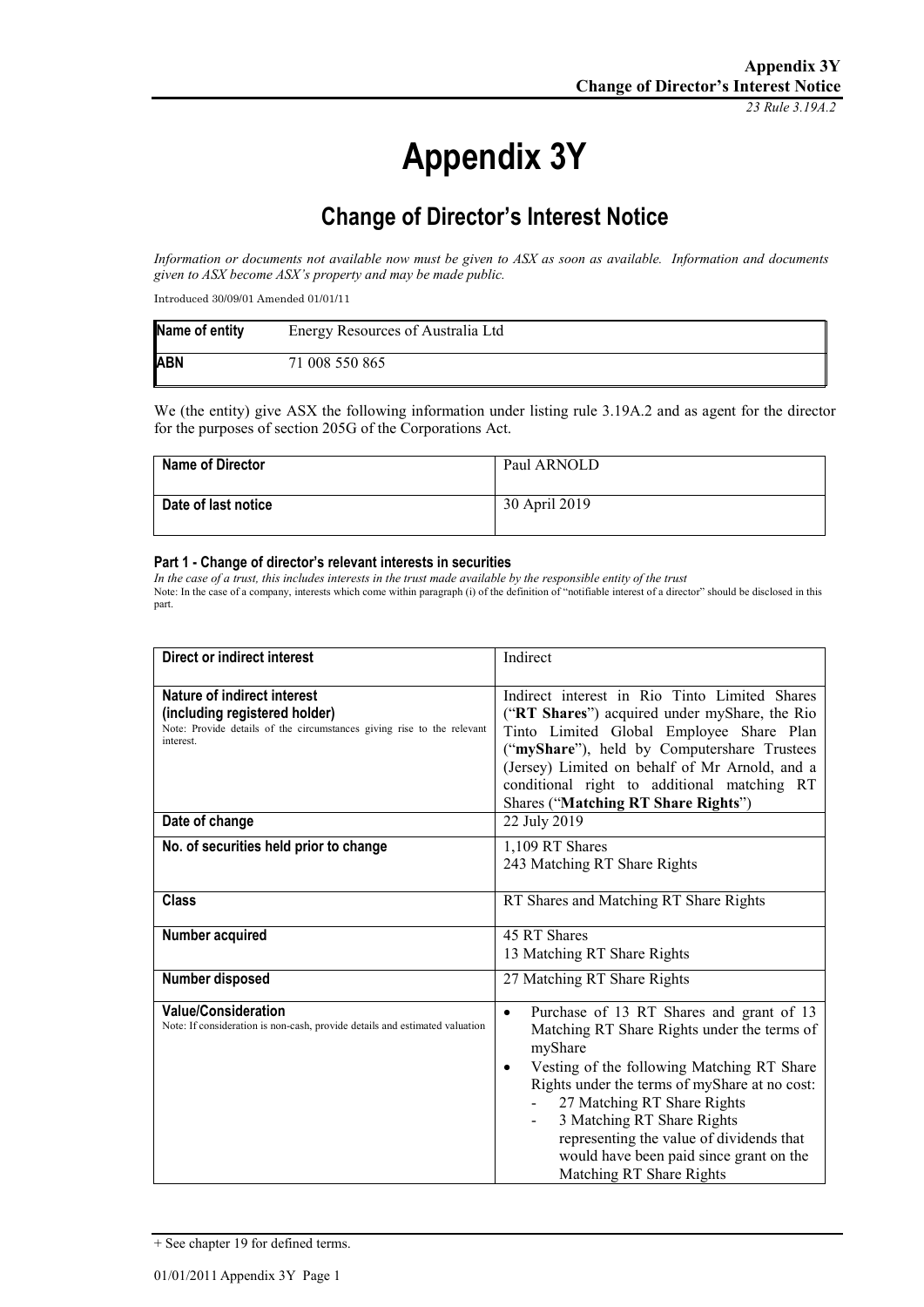# Appendix 3Y

## Change of Director's Interest Notice

*Information or documents not available now must be given to ASX as soon as available. Information and documents given to ASX become ASX's property and may be made public.*

Introduced 30/09/01 Amended 01/01/11

| Name of entity | Energy Resources of Australia Ltd |
|---|---|
| ABN | 71 008 550 865 |

We (the entity) give ASX the following information under listing rule 3.19A.2 and as agent for the director for the purposes of section 205G of the Corporations Act.

| Name of Director | Paul ARNOLD |
|---|---|
| Date of last notice | 30 April 2019 |

#### Part 1 - Change of director's relevant interests in securities

*In the case of a trust, this includes interests in the trust made available by the responsible entity of the trust*

Note: In the case of a company, interests which come within paragraph (i) of the definition of "notifiable interest of a director" should be disclosed in this part.

| Direct or indirect interest | Indirect |
|---|---|
| **Nature of indirect interest (including registered holder)**<br>Note: Provide details of the circumstances giving rise to the relevant interest. | Indirect interest in Rio Tinto Limited Shares ("**RT Shares**") acquired under myShare, the Rio Tinto Limited Global Employee Share Plan ("**myShare**"), held by Computershare Trustees (Jersey) Limited on behalf of Mr Arnold, and a conditional right to additional matching RT Shares ("**Matching RT Share Rights**") |
| **Date of change** | 22 July 2019 |
| **No. of securities held prior to change** | 1,109 RT Shares<br>243 Matching RT Share Rights |
| **Class** | RT Shares and Matching RT Share Rights |
| **Number acquired** | 45 RT Shares<br>13 Matching RT Share Rights |
| **Number disposed** | 27 Matching RT Share Rights |
| **Value/Consideration**<br>Note: If consideration is non-cash, provide details and estimated valuation | • Purchase of 13 RT Shares and grant of 13 Matching RT Share Rights under the terms of myShare<br>• Vesting of the following Matching RT Share Rights under the terms of myShare at no cost:<br>- 27 Matching RT Share Rights<br>- 3 Matching RT Share Rights representing the value of dividends that would have been paid since grant on the Matching RT Share Rights |

+ See chapter 19 for defined terms.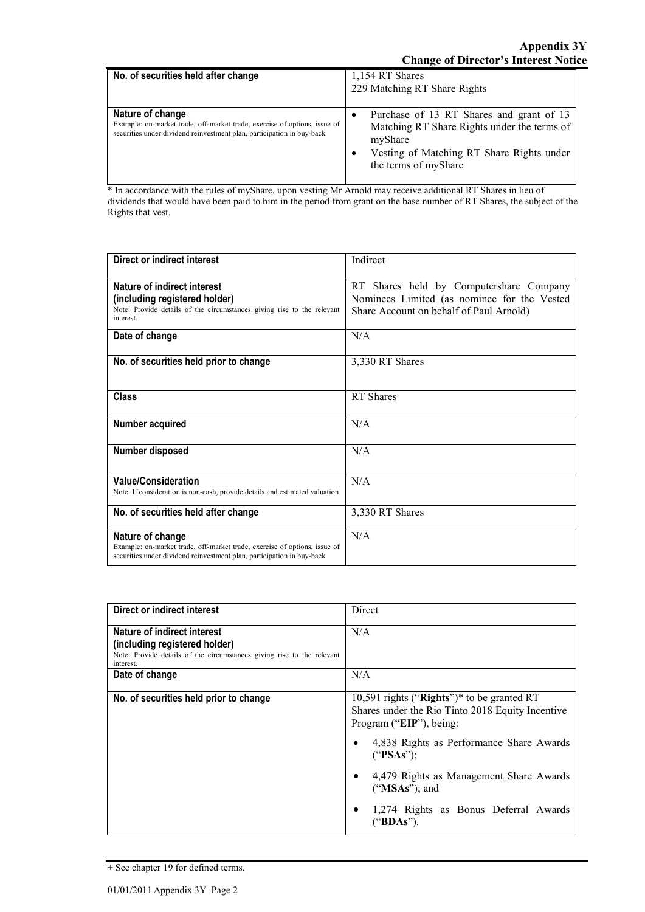| No. of securities held after change | 1,154 RT Shares<br>229 Matching RT Share Rights |
|---|---|
| **Nature of change**<br>Example: on-market trade, off-market trade, exercise of options, issue of securities under dividend reinvestment plan, participation in buy-back | • Purchase of 13 RT Shares and grant of 13 Matching RT Share Rights under the terms of myShare<br>• Vesting of Matching RT Share Rights under the terms of myShare |

* In accordance with the rules of myShare, upon vesting Mr Arnold may receive additional RT Shares in lieu of dividends that would have been paid to him in the period from grant on the base number of RT Shares, the subject of the Rights that vest.

| Direct or indirect interest | Indirect |
|---|---|
| **Nature of indirect interest (including registered holder)**<br>Note: Provide details of the circumstances giving rise to the relevant interest. | RT Shares held by Computershare Company Nominees Limited (as nominee for the Vested Share Account on behalf of Paul Arnold) |
| **Date of change** | N/A |
| **No. of securities held prior to change** | 3,330 RT Shares |
| **Class** | RT Shares |
| **Number acquired** | N/A |
| **Number disposed** | N/A |
| **Value/Consideration**<br>Note: If consideration is non-cash, provide details and estimated valuation | N/A |
| **No. of securities held after change** | 3,330 RT Shares |
| **Nature of change**<br>Example: on-market trade, off-market trade, exercise of options, issue of securities under dividend reinvestment plan, participation in buy-back | N/A |

| Direct or indirect interest | Direct |
|---|---|
| **Nature of indirect interest (including registered holder)**<br>Note: Provide details of the circumstances giving rise to the relevant interest. | N/A |
| **Date of change** | N/A |
| **No. of securities held prior to change** | 10,591 rights ("**Rights**")* to be granted RT Shares under the Rio Tinto 2018 Equity Incentive Program ("**EIP**"), being:<br>• 4,838 Rights as Performance Share Awards ("**PSAs**");<br>• 4,479 Rights as Management Share Awards ("**MSAs**"); and<br>• 1,274 Rights as Bonus Deferral Awards ("**BDAs**"). |

+ See chapter 19 for defined terms.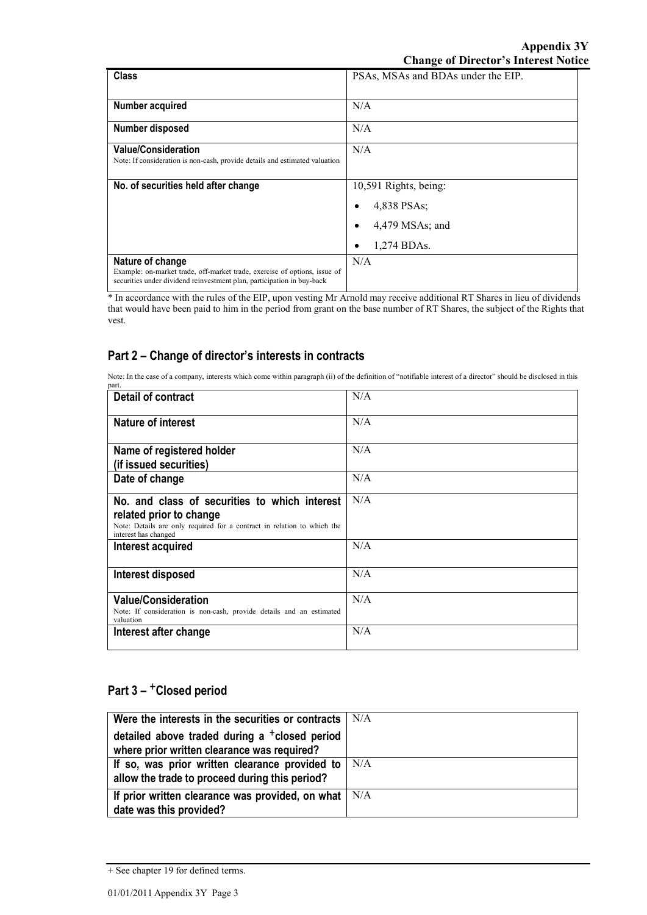| | |
|---|---|
| **Class** | PSAs, MSAs and BDAs under the EIP. |
| **Number acquired** | N/A |
| **Number disposed** | N/A |
| **Value/Consideration**<br>Note: If consideration is non-cash, provide details and estimated valuation | N/A |
| **No. of securities held after change** | 10,591 Rights, being:<br>• 4,838 PSAs;<br>• 4,479 MSAs; and<br>• 1,274 BDAs. |
| **Nature of change**<br>Example: on-market trade, off-market trade, exercise of options, issue of securities under dividend reinvestment plan, participation in buy-back | N/A |

* In accordance with the rules of the EIP, upon vesting Mr Arnold may receive additional RT Shares in lieu of dividends that would have been paid to him in the period from grant on the base number of RT Shares, the subject of the Rights that vest.

## Part 2 – Change of director's interests in contracts

Note: In the case of a company, interests which come within paragraph (ii) of the definition of "notifiable interest of a director" should be disclosed in this part.

| | |
|---|---|
| **Detail of contract** | N/A |
| **Nature of interest** | N/A |
| **Name of registered holder (if issued securities)** | N/A |
| **Date of change** | N/A |
| **No. and class of securities to which interest related prior to change**<br>Note: Details are only required for a contract in relation to which the interest has changed | N/A |
| **Interest acquired** | N/A |
| **Interest disposed** | N/A |
| **Value/Consideration**<br>Note: If consideration is non-cash, provide details and an estimated valuation | N/A |
| **Interest after change** | N/A |

## Part 3 – +Closed period

| | |
|---|---|
| **Were the interests in the securities or contracts detailed above traded during a +closed period where prior written clearance was required?** | N/A |
| **If so, was prior written clearance provided to allow the trade to proceed during this period?** | N/A |
| **If prior written clearance was provided, on what date was this provided?** | N/A |

+ See chapter 19 for defined terms.